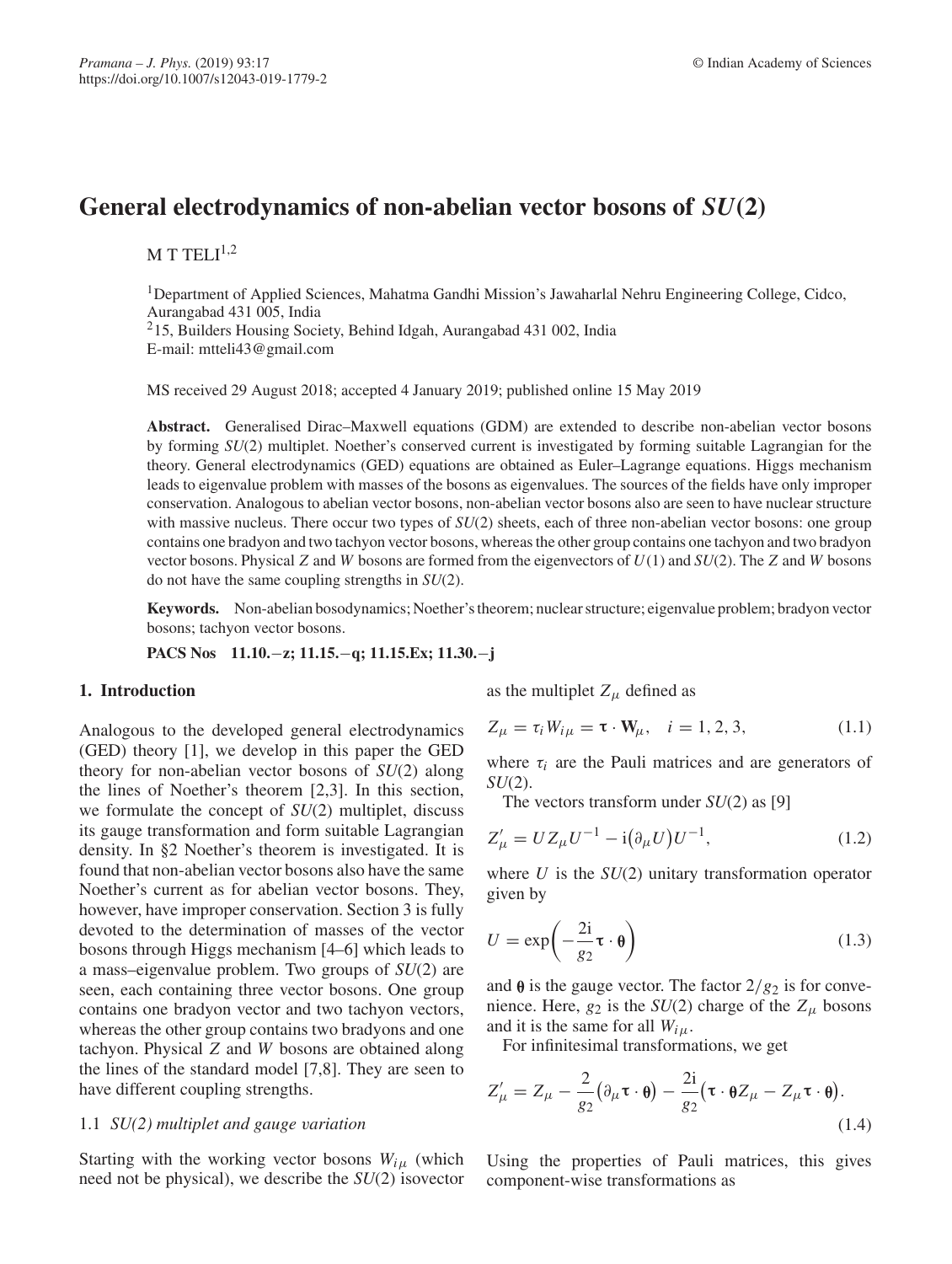# General electrodynamics of non-abelian vector bosons of $SU(2)$

M T TELI[1,2]

[1]Department of Applied Sciences, Mahatma Gandhi Mission's Jawaharlal Nehru Engineering College, Cidco, Aurangabad 431 005, India
[2]15, Builders Housing Society, Behind Idgah, Aurangabad 431 002, India
E-mail: mtteli43@gmail.com

MS received 29 August 2018; accepted 4 January 2019; published online 15 May 2019

**Abstract.** Generalised Dirac–Maxwell equations (GDM) are extended to describe non-abelian vector bosons by forming $SU(2)$ multiplet. Noether's conserved current is investigated by forming suitable Lagrangian for the theory. General electrodynamics (GED) equations are obtained as Euler–Lagrange equations. Higgs mechanism leads to eigenvalue problem with masses of the bosons as eigenvalues. The sources of the fields have only improper conservation. Analogous to abelian vector bosons, non-abelian vector bosons also are seen to have nuclear structure with massive nucleus. There occur two types of $SU(2)$ sheets, each of three non-abelian vector bosons: one group contains one bradyon and two tachyon vector bosons, whereas the other group contains one tachyon and two bradyon vector bosons. Physical $Z$ and $W$ bosons are formed from the eigenvectors of $U(1)$ and $SU(2)$. The $Z$ and $W$ bosons do not have the same coupling strengths in $SU(2)$.

**Keywords.** Non-abelian bosodynamics; Noether's theorem; nuclear structure; eigenvalue problem; bradyon vector bosons; tachyon vector bosons.

**PACS Nos** 11.10.−z; 11.15.−q; 11.15.Ex; 11.30.−j

## 1. Introduction

Analogous to the developed general electrodynamics (GED) theory [1], we develop in this paper the GED theory for non-abelian vector bosons of $SU(2)$ along the lines of Noether's theorem [2,3]. In this section, we formulate the concept of $SU(2)$ multiplet, discuss its gauge transformation and form suitable Lagrangian density. In §2 Noether's theorem is investigated. It is found that non-abelian vector bosons also have the same Noether's current as for abelian vector bosons. They, however, have improper conservation. Section 3 is fully devoted to the determination of masses of the vector bosons through Higgs mechanism [4–6] which leads to a mass–eigenvalue problem. Two groups of $SU(2)$ are seen, each containing three vector bosons. One group contains one bradyon vector and two tachyon vectors, whereas the other group contains two bradyons and one tachyon. Physical $Z$ and $W$ bosons are obtained along the lines of the standard model [7,8]. They are seen to have different coupling strengths.

### 1.1 $SU(2)$ multiplet and gauge variation

Starting with the working vector bosons $W_{i\mu}$ (which need not be physical), we describe the $SU(2)$ isovector as the multiplet $Z_\mu$ defined as

$$Z_\mu = \tau_i W_{i\mu} = \boldsymbol{\tau} \cdot \mathbf{W}_\mu, \quad i = 1, 2, 3, \tag{1.1}$$

where $\tau_i$ are the Pauli matrices and are generators of $SU(2)$.

The vectors transform under $SU(2)$ as [9]

$$Z'_\mu = U Z_\mu U^{-1} - \mathrm{i}\big(\partial_\mu U\big)U^{-1}, \tag{1.2}$$

where $U$ is the $SU(2)$ unitary transformation operator given by

$$U = \exp\left(-\frac{2\mathrm{i}}{g_2}\boldsymbol{\tau} \cdot \boldsymbol{\theta}\right) \tag{1.3}$$

and $\boldsymbol{\theta}$ is the gauge vector. The factor $2/g_2$ is for convenience. Here, $g_2$ is the $SU(2)$ charge of the $Z_\mu$ bosons and it is the same for all $W_{i\mu}$.

For infinitesimal transformations, we get

$$Z'_\mu = Z_\mu - \frac{2}{g_2}\big(\partial_\mu \boldsymbol{\tau} \cdot \boldsymbol{\theta}\big) - \frac{2\mathrm{i}}{g_2}\big(\boldsymbol{\tau} \cdot \boldsymbol{\theta} Z_\mu - Z_\mu \boldsymbol{\tau} \cdot \boldsymbol{\theta}\big). \tag{1.4}$$

Using the properties of Pauli matrices, this gives component-wise transformations as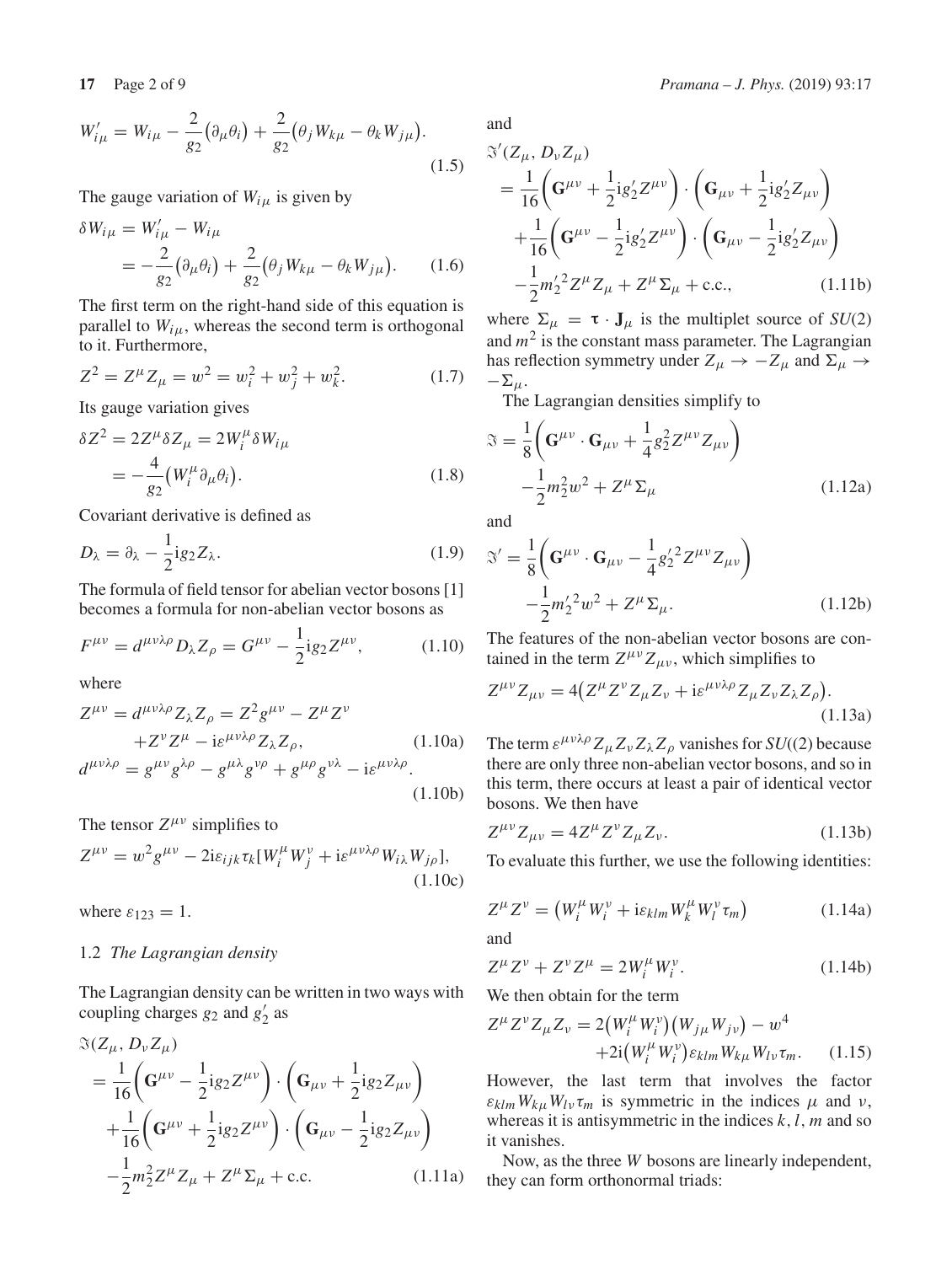$$W'_{i\mu} = W_{i\mu} - \frac{2}{g_2}\big(\partial_\mu \theta_i\big) + \frac{2}{g_2}\big(\theta_j W_{k\mu} - \theta_k W_{j\mu}\big). \tag{1.5}$$

The gauge variation of $W_{i\mu}$ is given by

$$\delta W_{i\mu} = W'_{i\mu} - W_{i\mu} = -\frac{2}{g_2}\big(\partial_\mu \theta_i\big) + \frac{2}{g_2}\big(\theta_j W_{k\mu} - \theta_k W_{j\mu}\big). \tag{1.6}$$

The first term on the right-hand side of this equation is parallel to $W_{i\mu}$, whereas the second term is orthogonal to it. Furthermore,

$$Z^2 = Z^\mu Z_\mu = w^2 = w_i^2 + w_j^2 + w_k^2. \tag{1.7}$$

Its gauge variation gives

$$\delta Z^2 = 2Z^\mu \delta Z_\mu = 2W_i^\mu \delta W_{i\mu} = -\frac{4}{g_2}\big(W_i^\mu \partial_\mu \theta_i\big). \tag{1.8}$$

Covariant derivative is defined as

$$D_\lambda = \partial_\lambda - \frac{1}{2}\mathrm{i}g_2 Z_\lambda. \tag{1.9}$$

The formula of field tensor for abelian vector bosons [1] becomes a formula for non-abelian vector bosons as

$$F^{\mu\nu} = d^{\mu\nu\lambda\rho} D_\lambda Z_\rho = G^{\mu\nu} - \frac{1}{2}\mathrm{i}g_2 Z^{\mu\nu}, \tag{1.10}$$

where

$$Z^{\mu\nu} = d^{\mu\nu\lambda\rho} Z_\lambda Z_\rho = Z^2 g^{\mu\nu} - Z^\mu Z^\nu + Z^\nu Z^\mu - \mathrm{i}\varepsilon^{\mu\nu\lambda\rho} Z_\lambda Z_\rho, \tag{1.10a}$$

$$d^{\mu\nu\lambda\rho} = g^{\mu\nu} g^{\lambda\rho} - g^{\mu\lambda} g^{\nu\rho} + g^{\mu\rho} g^{\nu\lambda} - \mathrm{i}\varepsilon^{\mu\nu\lambda\rho}. \tag{1.10b}$$

The tensor $Z^{\mu\nu}$ simplifies to

$$Z^{\mu\nu} = w^2 g^{\mu\nu} - 2\mathrm{i}\varepsilon_{ijk}\tau_k [W_i^\mu W_j^\nu + \mathrm{i}\varepsilon^{\mu\nu\lambda\rho} W_{i\lambda} W_{j\rho}], \tag{1.10c}$$

where $\varepsilon_{123} = 1$.

### 1.2 *The Lagrangian density*

The Lagrangian density can be written in two ways with coupling charges $g_2$ and $g'_2$ as

$$\begin{aligned}\Im(Z_\mu, D_\nu Z_\mu) &= \frac{1}{16}\bigg(\mathbf{G}^{\mu\nu} - \frac{1}{2}\mathrm{i}g_2 Z^{\mu\nu}\bigg)\cdot\bigg(\mathbf{G}_{\mu\nu} + \frac{1}{2}\mathrm{i}g_2 Z_{\mu\nu}\bigg) \\ &\quad + \frac{1}{16}\bigg(\mathbf{G}^{\mu\nu} + \frac{1}{2}\mathrm{i}g_2 Z^{\mu\nu}\bigg)\cdot\bigg(\mathbf{G}_{\mu\nu} - \frac{1}{2}\mathrm{i}g_2 Z_{\mu\nu}\bigg) \\ &\quad - \frac{1}{2}m_2^2 Z^\mu Z_\mu + Z^\mu \Sigma_\mu + \text{c.c.}\end{aligned} \tag{1.11a}$$

and

$$\begin{aligned}\Im'(Z_\mu, D_\nu Z_\mu) &= \frac{1}{16}\bigg(\mathbf{G}^{\mu\nu} + \frac{1}{2}\mathrm{i}g'_2 Z^{\mu\nu}\bigg)\cdot\bigg(\mathbf{G}_{\mu\nu} + \frac{1}{2}\mathrm{i}g'_2 Z_{\mu\nu}\bigg) \\ &\quad + \frac{1}{16}\bigg(\mathbf{G}^{\mu\nu} - \frac{1}{2}\mathrm{i}g'_2 Z^{\mu\nu}\bigg)\cdot\bigg(\mathbf{G}_{\mu\nu} - \frac{1}{2}\mathrm{i}g'_2 Z_{\mu\nu}\bigg) \\ &\quad - \frac{1}{2}m_2'^2 Z^\mu Z_\mu + Z^\mu \Sigma_\mu + \text{c.c.},\end{aligned} \tag{1.11b}$$

where $\Sigma_\mu = \boldsymbol{\tau}\cdot\mathbf{J}_\mu$ is the multiplet source of $SU(2)$ and $m^2$ is the constant mass parameter. The Lagrangian has reflection symmetry under $Z_\mu \to -Z_\mu$ and $\Sigma_\mu \to -\Sigma_\mu$.

The Lagrangian densities simplify to

$$\Im = \frac{1}{8}\bigg(\mathbf{G}^{\mu\nu}\cdot\mathbf{G}_{\mu\nu} + \frac{1}{4}g_2^2 Z^{\mu\nu} Z_{\mu\nu}\bigg) - \frac{1}{2}m_2^2 w^2 + Z^\mu \Sigma_\mu \tag{1.12a}$$

and

$$\Im' = \frac{1}{8}\bigg(\mathbf{G}^{\mu\nu}\cdot\mathbf{G}_{\mu\nu} - \frac{1}{4}g_2'^2 Z^{\mu\nu} Z_{\mu\nu}\bigg) - \frac{1}{2}m_2'^2 w^2 + Z^\mu \Sigma_\mu. \tag{1.12b}$$

The features of the non-abelian vector bosons are contained in the term $Z^{\mu\nu} Z_{\mu\nu}$, which simplifies to

$$Z^{\mu\nu} Z_{\mu\nu} = 4\big(Z^\mu Z^\nu Z_\mu Z_\nu + \mathrm{i}\varepsilon^{\mu\nu\lambda\rho} Z_\mu Z_\nu Z_\lambda Z_\rho\big). \tag{1.13a}$$

The term $\varepsilon^{\mu\nu\lambda\rho} Z_\mu Z_\nu Z_\lambda Z_\rho$ vanishes for $SU((2)$ because there are only three non-abelian vector bosons, and so in this term, there occurs at least a pair of identical vector bosons. We then have

$$Z^{\mu\nu} Z_{\mu\nu} = 4Z^\mu Z^\nu Z_\mu Z_\nu. \tag{1.13b}$$

To evaluate this further, we use the following identities:

$$Z^\mu Z^\nu = \big(W_i^\mu W_i^\nu + \mathrm{i}\varepsilon_{klm} W_k^\mu W_l^\nu \tau_m\big) \tag{1.14a}$$

and

$$Z^\mu Z^\nu + Z^\nu Z^\mu = 2W_i^\mu W_i^\nu. \tag{1.14b}$$

We then obtain for the term

$$Z^\mu Z^\nu Z_\mu Z_\nu = 2\big(W_i^\mu W_i^\nu\big)\big(W_{j\mu} W_{j\nu}\big) - w^4 + 2\mathrm{i}\big(W_i^\mu W_i^\nu\big)\varepsilon_{klm} W_{k\mu} W_{l\nu} \tau_m. \tag{1.15}$$

However, the last term that involves the factor $\varepsilon_{klm} W_{k\mu} W_{l\nu} \tau_m$ is symmetric in the indices $\mu$ and $\nu$, whereas it is antisymmetric in the indices $k, l, m$ and so it vanishes.

Now, as the three $W$ bosons are linearly independent, they can form orthonormal triads: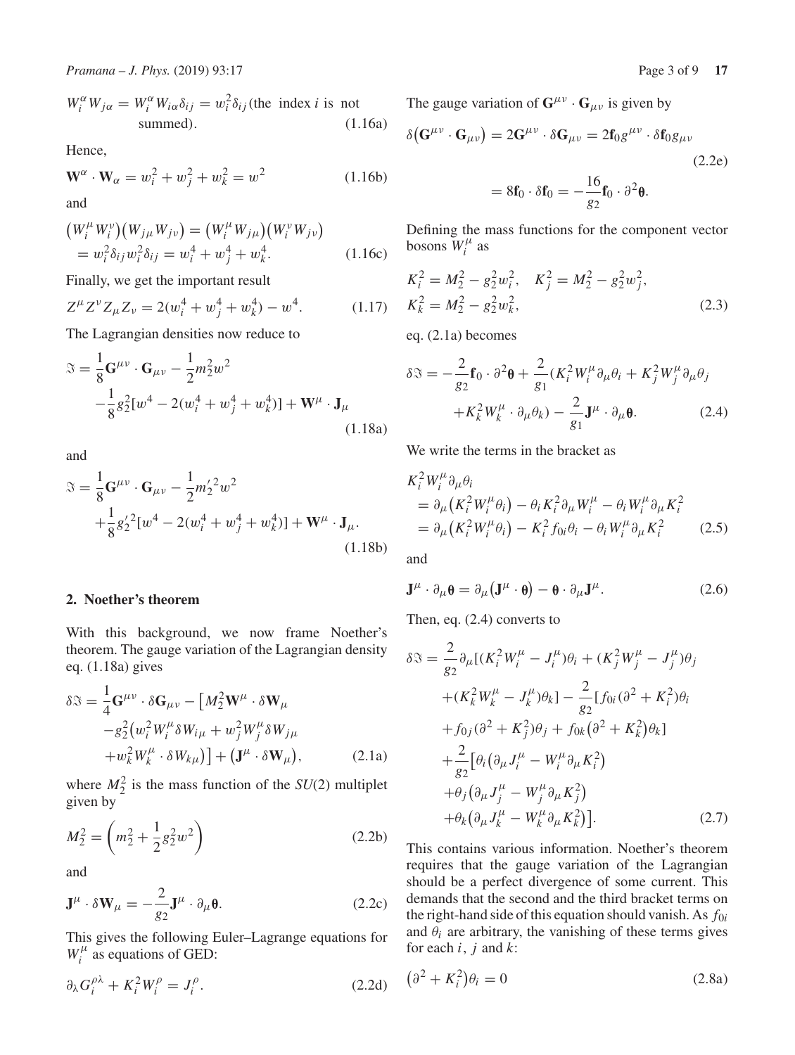$$W_i^{\alpha} W_{j\alpha} = W_i^{\alpha} W_{i\alpha} \delta_{ij} = w_i^2 \delta_{ij} \text{(the index } i \text{ is not summed)}. \tag{1.16a}$$

Hence,

$$\mathbf{W}^{\alpha} \cdot \mathbf{W}_{\alpha} = w_i^2 + w_j^2 + w_k^2 = w^2 \tag{1.16b}$$

and

$$\begin{aligned}(W_i^{\mu} W_i^{\nu})(W_{j\mu} W_{j\nu}) &= (W_i^{\mu} W_{j\mu})(W_i^{\nu} W_{j\nu}) \\ &= w_i^2 \delta_{ij} w_i^2 \delta_{ij} = w_i^4 + w_j^4 + w_k^4.\end{aligned} \tag{1.16c}$$

Finally, we get the important result

$$Z^{\mu} Z^{\nu} Z_{\mu} Z_{\nu} = 2(w_i^4 + w_j^4 + w_k^4) - w^4. \tag{1.17}$$

The Lagrangian densities now reduce to

$$\begin{aligned}\Im &= \frac{1}{8}\mathbf{G}^{\mu\nu} \cdot \mathbf{G}_{\mu\nu} - \frac{1}{2}m_2^2 w^2 \\ &\quad - \frac{1}{8}g_2^2[w^4 - 2(w_i^4 + w_j^4 + w_k^4)] + \mathbf{W}^{\mu} \cdot \mathbf{J}_{\mu}\end{aligned} \tag{1.18a}$$

and

$$\begin{aligned}\Im &= \frac{1}{8}\mathbf{G}^{\mu\nu} \cdot \mathbf{G}_{\mu\nu} - \frac{1}{2}m_2'^2 w^2 \\ &\quad + \frac{1}{8}g_2'^2[w^4 - 2(w_i^4 + w_j^4 + w_k^4)] + \mathbf{W}^{\mu} \cdot \mathbf{J}_{\mu}.\end{aligned} \tag{1.18b}$$

## 2. Noether's theorem

With this background, we now frame Noether's theorem. The gauge variation of the Lagrangian density eq. (1.18a) gives

$$\begin{aligned}\delta\Im &= \frac{1}{4}\mathbf{G}^{\mu\nu} \cdot \delta\mathbf{G}_{\mu\nu} - \big[M_2^2 \mathbf{W}^{\mu} \cdot \delta\mathbf{W}_{\mu} \\ &\quad - g_2^2\big(w_i^2 W_i^{\mu} \delta W_{i\mu} + w_j^2 W_j^{\mu} \delta W_{j\mu} \\ &\quad + w_k^2 W_k^{\mu} \cdot \delta W_{k\mu}\big)\big] + \big(\mathbf{J}^{\mu} \cdot \delta\mathbf{W}_{\mu}\big),\end{aligned} \tag{2.1a}$$

where $M_2^2$ is the mass function of the $SU(2)$ multiplet given by

$$M_2^2 = \left(m_2^2 + \frac{1}{2}g_2^2 w^2\right) \tag{2.2b}$$

and

$$\mathbf{J}^{\mu} \cdot \delta\mathbf{W}_{\mu} = -\frac{2}{g_2}\mathbf{J}^{\mu} \cdot \partial_{\mu}\boldsymbol{\theta}. \tag{2.2c}$$

This gives the following Euler–Lagrange equations for $W_i^{\mu}$ as equations of GED:

$$\partial_{\lambda} G_i^{\rho\lambda} + K_i^2 W_i^{\rho} = J_i^{\rho}. \tag{2.2d}$$

The gauge variation of $\mathbf{G}^{\mu\nu} \cdot \mathbf{G}_{\mu\nu}$ is given by

$$\begin{aligned}\delta\big(\mathbf{G}^{\mu\nu} \cdot \mathbf{G}_{\mu\nu}\big) &= 2\mathbf{G}^{\mu\nu} \cdot \delta\mathbf{G}_{\mu\nu} = 2\mathbf{f}_0 g^{\mu\nu} \cdot \delta\mathbf{f}_0 g_{\mu\nu} \\ &= 8\mathbf{f}_0 \cdot \delta\mathbf{f}_0 = -\frac{16}{g_2}\mathbf{f}_0 \cdot \partial^2\boldsymbol{\theta}.\end{aligned} \tag{2.2e}$$

Defining the mass functions for the component vector bosons $W_i^{\mu}$ as

$$\begin{aligned}K_i^2 &= M_2^2 - g_2^2 w_i^2, \quad K_j^2 = M_2^2 - g_2^2 w_j^2, \\ K_k^2 &= M_2^2 - g_2^2 w_k^2,\end{aligned} \tag{2.3}$$

eq. (2.1a) becomes

$$\begin{aligned}\delta\Im &= -\frac{2}{g_2}\mathbf{f}_0 \cdot \partial^2\boldsymbol{\theta} + \frac{2}{g_1}(K_i^2 W_i^{\mu} \partial_{\mu}\theta_i + K_j^2 W_j^{\mu} \partial_{\mu}\theta_j \\ &\quad + K_k^2 W_k^{\mu} \cdot \partial_{\mu}\theta_k) - \frac{2}{g_1}\mathbf{J}^{\mu} \cdot \partial_{\mu}\boldsymbol{\theta}.\end{aligned} \tag{2.4}$$

We write the terms in the bracket as

$$\begin{aligned}&K_i^2 W_i^{\mu} \partial_{\mu}\theta_i \\ &= \partial_{\mu}\big(K_i^2 W_i^{\mu}\theta_i\big) - \theta_i K_i^2 \partial_{\mu} W_i^{\mu} - \theta_i W_i^{\mu} \partial_{\mu} K_i^2 \\ &= \partial_{\mu}\big(K_i^2 W_i^{\mu}\theta_i\big) - K_i^2 f_{0i}\theta_i - \theta_i W_i^{\mu} \partial_{\mu} K_i^2\end{aligned} \tag{2.5}$$

and

$$\mathbf{J}^{\mu} \cdot \partial_{\mu}\boldsymbol{\theta} = \partial_{\mu}\big(\mathbf{J}^{\mu} \cdot \boldsymbol{\theta}\big) - \boldsymbol{\theta} \cdot \partial_{\mu}\mathbf{J}^{\mu}. \tag{2.6}$$

Then, eq. (2.4) converts to

$$\begin{aligned}\delta\Im &= \frac{2}{g_2}\partial_{\mu}[(K_i^2 W_i^{\mu} - J_i^{\mu})\theta_i + (K_j^2 W_j^{\mu} - J_j^{\mu})\theta_j \\ &\quad + (K_k^2 W_k^{\mu} - J_k^{\mu})\theta_k] - \frac{2}{g_2}[f_{0i}(\partial^2 + K_i^2)\theta_i \\ &\quad + f_{0j}(\partial^2 + K_j^2)\theta_j + f_{0k}\big(\partial^2 + K_k^2\big)\theta_k] \\ &\quad + \frac{2}{g_2}\big[\theta_i\big(\partial_{\mu} J_i^{\mu} - W_i^{\mu}\partial_{\mu} K_i^2\big) \\ &\quad + \theta_j\big(\partial_{\mu} J_j^{\mu} - W_j^{\mu}\partial_{\mu} K_j^2\big) \\ &\quad + \theta_k\big(\partial_{\mu} J_k^{\mu} - W_k^{\mu}\partial_{\mu} K_k^2\big)\big].\end{aligned} \tag{2.7}$$

This contains various information. Noether's theorem requires that the gauge variation of the Lagrangian should be a perfect divergence of some current. This demands that the second and the third bracket terms on the right-hand side of this equation should vanish. As $f_{0i}$ and $\theta_i$ are arbitrary, the vanishing of these terms gives for each $i$, $j$ and $k$:

$$\big(\partial^2 + K_i^2\big)\theta_i = 0 \tag{2.8a}$$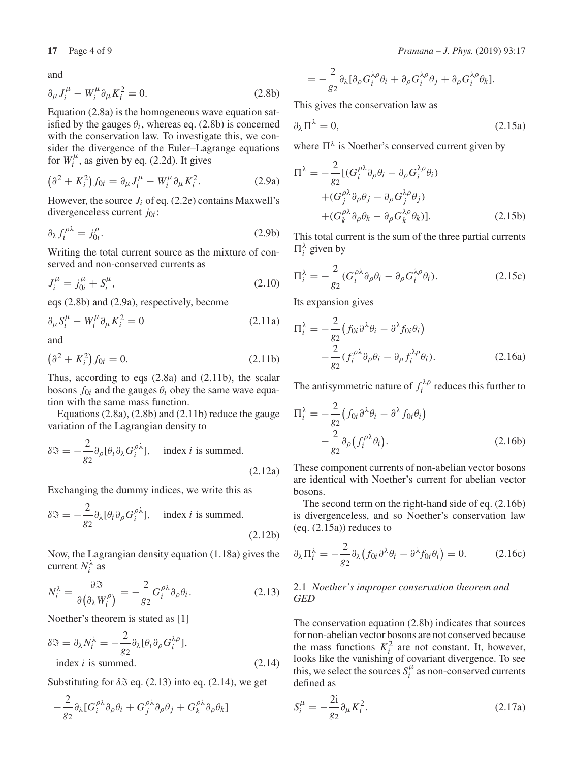and

$$\partial_\mu J_i^\mu - W_i^\mu \partial_\mu K_i^2 = 0. \tag{2.8b}$$

Equation (2.8a) is the homogeneous wave equation satisfied by the gauges $\theta_i$, whereas eq. (2.8b) is concerned with the conservation law. To investigate this, we consider the divergence of the Euler–Lagrange equations for $W_i^\mu$, as given by eq. (2.2d). It gives

$$\left(\partial^2 + K_i^2\right) f_{0i} = \partial_\mu J_i^\mu - W_i^\mu \partial_\mu K_i^2. \tag{2.9a}$$

However, the source $J_i$ of eq. (2.2e) contains Maxwell's divergenceless current $j_{0i}$:

$$\partial_\lambda f_i^{\rho\lambda} = j_{0i}^\rho. \tag{2.9b}$$

Writing the total current source as the mixture of conserved and non-conserved currents as

$$J_i^\mu = j_{0i}^\mu + S_i^\mu, \tag{2.10}$$

eqs (2.8b) and (2.9a), respectively, become

$$\partial_\mu S_i^\mu - W_i^\mu \partial_\mu K_i^2 = 0 \tag{2.11a}$$

and

$$\left(\partial^2 + K_i^2\right) f_{0i} = 0. \tag{2.11b}$$

Thus, according to eqs (2.8a) and (2.11b), the scalar bosons $f_{0i}$ and the gauges $\theta_i$ obey the same wave equation with the same mass function.

Equations (2.8a), (2.8b) and (2.11b) reduce the gauge variation of the Lagrangian density to

$$\delta\Im = -\frac{2}{g_2}\partial_\rho[\theta_i \partial_\lambda G_i^{\rho\lambda}], \quad \text{index } i \text{ is summed.} \tag{2.12a}$$

Exchanging the dummy indices, we write this as

$$\delta\Im = -\frac{2}{g_2}\partial_\lambda[\theta_i \partial_\rho G_i^{\rho\lambda}], \quad \text{index } i \text{ is summed.} \tag{2.12b}$$

Now, the Lagrangian density equation (1.18a) gives the current $N_i^\lambda$ as

$$N_i^\lambda = \frac{\partial\Im}{\partial\left(\partial_\lambda W_i^\rho\right)} = -\frac{2}{g_2} G_i^{\rho\lambda} \partial_\rho \theta_i. \tag{2.13}$$

Noether's theorem is stated as [1]

$$\delta\Im = \partial_\lambda N_i^\lambda = -\frac{2}{g_2}\partial_\lambda[\theta_i \partial_\rho G_i^{\lambda\rho}], \quad \text{index } i \text{ is summed.} \tag{2.14}$$

Substituting for $\delta\Im$ eq. (2.13) into eq. (2.14), we get

$$-\frac{2}{g_2}\partial_\lambda[G_i^{\rho\lambda}\partial_\rho\theta_i + G_j^{\rho\lambda}\partial_\rho\theta_j + G_k^{\rho\lambda}\partial_\rho\theta_k]$$

$$= -\frac{2}{g_2}\partial_\lambda[\partial_\rho G_i^{\lambda\rho}\theta_i + \partial_\rho G_i^{\lambda\rho}\theta_j + \partial_\rho G_i^{\lambda\rho}\theta_k].$$

This gives the conservation law as

$$\partial_\lambda \Pi^\lambda = 0, \tag{2.15a}$$

where $\Pi^\lambda$ is Noether's conserved current given by

$$\begin{aligned}\Pi^\lambda = -\frac{2}{g_2}[&(G_i^{\rho\lambda}\partial_\rho\theta_i - \partial_\rho G_i^{\lambda\rho}\theta_i) \\ &+(G_j^{\rho\lambda}\partial_\rho\theta_j - \partial_\rho G_j^{\lambda\rho}\theta_j) \\ &+(G_k^{\rho\lambda}\partial_\rho\theta_k - \partial_\rho G_k^{\lambda\rho}\theta_k)].\end{aligned} \tag{2.15b}$$

This total current is the sum of the three partial currents $\Pi_i^\lambda$ given by

$$\Pi_i^\lambda = -\frac{2}{g_2}(G_i^{\rho\lambda}\partial_\rho\theta_i - \partial_\rho G_i^{\lambda\rho}\theta_i). \tag{2.15c}$$

Its expansion gives

$$\begin{aligned}\Pi_i^\lambda = &-\frac{2}{g_2}\left(f_{0i}\partial^\lambda\theta_i - \partial^\lambda f_{0i}\theta_i\right) \\ &-\frac{2}{g_2}(f_i^{\rho\lambda}\partial_\rho\theta_i - \partial_\rho f_i^{\lambda\rho}\theta_i).\end{aligned} \tag{2.16a}$$

The antisymmetric nature of $f_i^{\lambda\rho}$ reduces this further to

$$\begin{aligned}\Pi_i^\lambda = &-\frac{2}{g_2}\left(f_{0i}\partial^\lambda\theta_i - \partial^\lambda f_{0i}\theta_i\right) \\ &-\frac{2}{g_2}\partial_\rho\left(f_i^{\rho\lambda}\theta_i\right).\end{aligned} \tag{2.16b}$$

These component currents of non-abelian vector bosons are identical with Noether's current for abelian vector bosons.

The second term on the right-hand side of eq. (2.16b) is divergenceless, and so Noether's conservation law (eq. (2.15a)) reduces to

$$\partial_\lambda \Pi_i^\lambda = -\frac{2}{g_2}\partial_\lambda\left(f_{0i}\partial^\lambda\theta_i - \partial^\lambda f_{0i}\theta_i\right) = 0. \tag{2.16c}$$

### 2.1 *Noether's improper conservation theorem and GED*

The conservation equation (2.8b) indicates that sources for non-abelian vector bosons are not conserved because the mass functions $K_i^2$ are not constant. It, however, looks like the vanishing of covariant divergence. To see this, we select the sources $S_i^\mu$ as non-conserved currents defined as

$$S_i^\mu = -\frac{2\mathrm{i}}{g_2}\partial_\mu K_i^2. \tag{2.17a}$$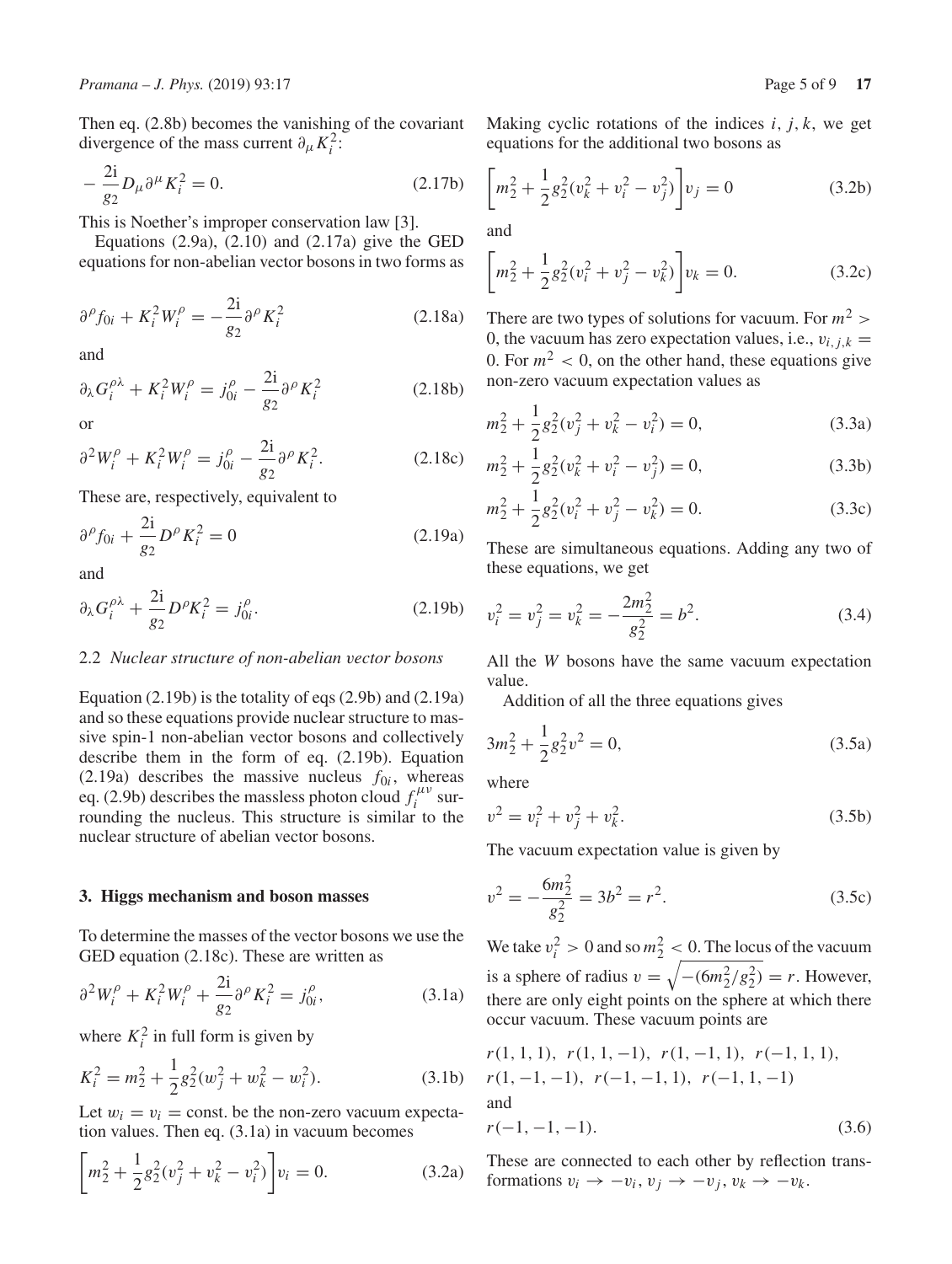Then eq. (2.8b) becomes the vanishing of the covariant divergence of the mass current $\partial_\mu K_i^2$:

$$-\frac{2\mathrm{i}}{g_2} D_\mu \partial^\mu K_i^2 = 0. \tag{2.17b}$$

This is Noether's improper conservation law [3].

Equations (2.9a), (2.10) and (2.17a) give the GED equations for non-abelian vector bosons in two forms as

$$\partial^\rho f_{0i} + K_i^2 W_i^\rho = -\frac{2\mathrm{i}}{g_2} \partial^\rho K_i^2 \tag{2.18a}$$

and

$$\partial_\lambda G_i^{\rho\lambda} + K_i^2 W_i^\rho = j_{0i}^\rho - \frac{2\mathrm{i}}{g_2} \partial^\rho K_i^2 \tag{2.18b}$$

or

$$\partial^2 W_i^\rho + K_i^2 W_i^\rho = j_{0i}^\rho - \frac{2\mathrm{i}}{g_2} \partial^\rho K_i^2. \tag{2.18c}$$

These are, respectively, equivalent to

$$\partial^\rho f_{0i} + \frac{2\mathrm{i}}{g_2} D^\rho K_i^2 = 0 \tag{2.19a}$$

and

$$\partial_\lambda G_i^{\rho\lambda} + \frac{2\mathrm{i}}{g_2} D^\rho K_i^2 = j_{0i}^\rho. \tag{2.19b}$$

### 2.2 *Nuclear structure of non-abelian vector bosons*

Equation (2.19b) is the totality of eqs (2.9b) and (2.19a) and so these equations provide nuclear structure to massive spin-1 non-abelian vector bosons and collectively describe them in the form of eq. (2.19b). Equation (2.19a) describes the massive nucleus $f_{0i}$, whereas eq. (2.9b) describes the massless photon cloud $f_i^{\mu\nu}$ surrounding the nucleus. This structure is similar to the nuclear structure of abelian vector bosons.

## 3. Higgs mechanism and boson masses

To determine the masses of the vector bosons we use the GED equation (2.18c). These are written as

$$\partial^2 W_i^\rho + K_i^2 W_i^\rho + \frac{2\mathrm{i}}{g_2} \partial^\rho K_i^2 = j_{0i}^\rho, \tag{3.1a}$$

where $K_i^2$ in full form is given by

$$K_i^2 = m_2^2 + \frac{1}{2} g_2^2 (w_j^2 + w_k^2 - w_i^2). \tag{3.1b}$$

Let $w_i = v_i =$ const. be the non-zero vacuum expectation values. Then eq. (3.1a) in vacuum becomes

$$\left[ m_2^2 + \frac{1}{2} g_2^2 (v_j^2 + v_k^2 - v_i^2) \right] v_i = 0. \tag{3.2a}$$

Making cyclic rotations of the indices $i, j, k$, we get equations for the additional two bosons as

$$\left[ m_2^2 + \frac{1}{2} g_2^2 (v_k^2 + v_i^2 - v_j^2) \right] v_j = 0 \tag{3.2b}$$

and

$$\left[ m_2^2 + \frac{1}{2} g_2^2 (v_i^2 + v_j^2 - v_k^2) \right] v_k = 0. \tag{3.2c}$$

There are two types of solutions for vacuum. For $m^2 > 0$, the vacuum has zero expectation values, i.e., $v_{i,j,k} = 0$. For $m^2 < 0$, on the other hand, these equations give non-zero vacuum expectation values as

$$m_2^2 + \frac{1}{2} g_2^2 (v_j^2 + v_k^2 - v_i^2) = 0, \tag{3.3a}$$

$$m_2^2 + \frac{1}{2} g_2^2 (v_k^2 + v_i^2 - v_j^2) = 0, \tag{3.3b}$$

$$m_2^2 + \frac{1}{2} g_2^2 (v_i^2 + v_j^2 - v_k^2) = 0. \tag{3.3c}$$

These are simultaneous equations. Adding any two of these equations, we get

$$v_i^2 = v_j^2 = v_k^2 = -\frac{2m_2^2}{g_2^2} = b^2. \tag{3.4}$$

All the $W$ bosons have the same vacuum expectation value.

Addition of all the three equations gives

$$3m_2^2 + \frac{1}{2} g_2^2 v^2 = 0, \tag{3.5a}$$

where

$$v^2 = v_i^2 + v_j^2 + v_k^2. \tag{3.5b}$$

The vacuum expectation value is given by

$$v^2 = -\frac{6m_2^2}{g_2^2} = 3b^2 = r^2. \tag{3.5c}$$

We take $v_i^2 > 0$ and so $m_2^2 < 0$. The locus of the vacuum is a sphere of radius $v = \sqrt{-(6m_2^2/g_2^2)} = r$. However, there are only eight points on the sphere at which there occur vacuum. These vacuum points are

$$r(1,1,1),\ r(1,1,-1),\ r(1,-1,1),\ r(-1,1,1),$$
$$r(1,-1,-1),\ r(-1,-1,1),\ r(-1,1,-1)$$

and

$$r(-1,-1,-1). \tag{3.6}$$

These are connected to each other by reflection transformations $v_i \to -v_i$, $v_j \to -v_j$, $v_k \to -v_k$.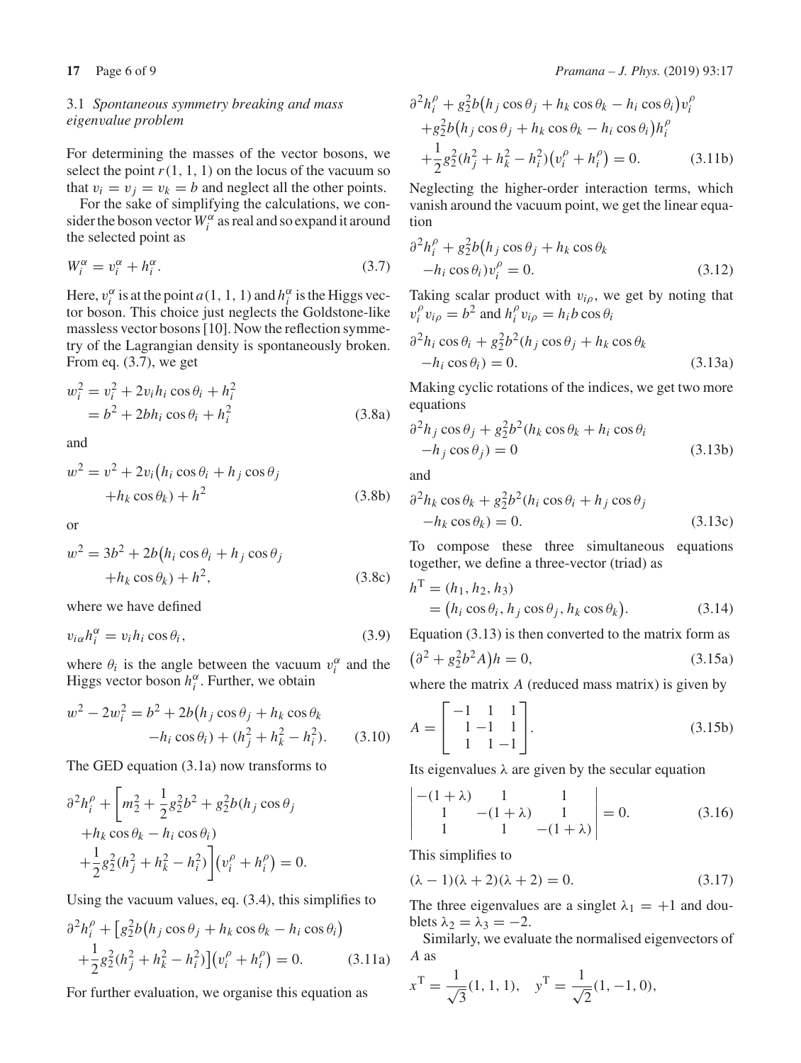### 3.1 *Spontaneous symmetry breaking and mass eigenvalue problem*

For determining the masses of the vector bosons, we select the point $r(1, 1, 1)$ on the locus of the vacuum so that $v_i = v_j = v_k = b$ and neglect all the other points.

For the sake of simplifying the calculations, we consider the boson vector $W_i^\alpha$ as real and so expand it around the selected point as

$$W_i^\alpha = v_i^\alpha + h_i^\alpha. \tag{3.7}$$

Here, $v_i^\alpha$ is at the point $a(1, 1, 1)$ and $h_i^\alpha$ is the Higgs vector boson. This choice just neglects the Goldstone-like massless vector bosons [10]. Now the reflection symmetry of the Lagrangian density is spontaneously broken. From eq. (3.7), we get

$$\begin{aligned} w_i^2 &= v_i^2 + 2v_i h_i \cos\theta_i + h_i^2 \\ &= b^2 + 2bh_i \cos\theta_i + h_i^2 \end{aligned} \tag{3.8a}$$

and

$$\begin{aligned} w^2 = v^2 + 2v_i\big(&h_i \cos\theta_i + h_j \cos\theta_j \\ &+ h_k \cos\theta_k\big) + h^2 \end{aligned} \tag{3.8b}$$

or

$$\begin{aligned} w^2 = 3b^2 + 2b\big(&h_i \cos\theta_i + h_j \cos\theta_j \\ &+ h_k \cos\theta_k\big) + h^2, \end{aligned} \tag{3.8c}$$

where we have defined

$$v_{i\alpha} h_i^\alpha = v_i h_i \cos\theta_i, \tag{3.9}$$

where $\theta_i$ is the angle between the vacuum $v_i^\alpha$ and the Higgs vector boson $h_i^\alpha$. Further, we obtain

$$\begin{aligned} w^2 - 2w_i^2 = b^2 + 2b\big(&h_j \cos\theta_j + h_k \cos\theta_k \\ &- h_i \cos\theta_i\big) + (h_j^2 + h_k^2 - h_i^2). \end{aligned} \tag{3.10}$$

The GED equation (3.1a) now transforms to

$$\begin{aligned} &\partial^2 h_i^\rho + \bigg[m_2^2 + \frac{1}{2}g_2^2 b^2 + g_2^2 b(h_j \cos\theta_j \\ &+ h_k \cos\theta_k - h_i \cos\theta_i) \\ &+ \frac{1}{2}g_2^2(h_j^2 + h_k^2 - h_i^2)\bigg]\big(v_i^\rho + h_i^\rho\big) = 0. \end{aligned}$$

Using the vacuum values, eq. (3.4), this simplifies to

$$\begin{aligned} &\partial^2 h_i^\rho + \big[g_2^2 b\big(h_j \cos\theta_j + h_k \cos\theta_k - h_i \cos\theta_i\big) \\ &+ \frac{1}{2}g_2^2(h_j^2 + h_k^2 - h_i^2)\big]\big(v_i^\rho + h_i^\rho\big) = 0. \end{aligned} \tag{3.11a}$$

For further evaluation, we organise this equation as

$$\begin{aligned} &\partial^2 h_i^\rho + g_2^2 b\big(h_j \cos\theta_j + h_k \cos\theta_k - h_i \cos\theta_i\big)v_i^\rho \\ &+ g_2^2 b\big(h_j \cos\theta_j + h_k \cos\theta_k - h_i \cos\theta_i\big)h_i^\rho \\ &+ \frac{1}{2}g_2^2(h_j^2 + h_k^2 - h_i^2)\big(v_i^\rho + h_i^\rho\big) = 0. \end{aligned} \tag{3.11b}$$

Neglecting the higher-order interaction terms, which vanish around the vacuum point, we get the linear equation

$$\begin{aligned} &\partial^2 h_i^\rho + g_2^2 b\big(h_j \cos\theta_j + h_k \cos\theta_k \\ &- h_i \cos\theta_i\big)v_i^\rho = 0. \end{aligned} \tag{3.12}$$

Taking scalar product with $v_{i\rho}$, we get by noting that $v_i^\rho v_{i\rho} = b^2$ and $h_i^\rho v_{i\rho} = h_i b \cos\theta_i$

$$\begin{aligned} &\partial^2 h_i \cos\theta_i + g_2^2 b^2(h_j \cos\theta_j + h_k \cos\theta_k \\ &- h_i \cos\theta_i) = 0. \end{aligned} \tag{3.13a}$$

Making cyclic rotations of the indices, we get two more equations

$$\begin{aligned} &\partial^2 h_j \cos\theta_j + g_2^2 b^2(h_k \cos\theta_k + h_i \cos\theta_i \\ &- h_j \cos\theta_j) = 0 \end{aligned} \tag{3.13b}$$

and

$$\begin{aligned} &\partial^2 h_k \cos\theta_k + g_2^2 b^2(h_i \cos\theta_i + h_j \cos\theta_j \\ &- h_k \cos\theta_k) = 0. \end{aligned} \tag{3.13c}$$

To compose these three simultaneous equations together, we define a three-vector (triad) as

$$\begin{aligned} h^{\mathrm{T}} &= (h_1, h_2, h_3) \\ &= \big(h_i \cos\theta_i, h_j \cos\theta_j, h_k \cos\theta_k\big). \end{aligned} \tag{3.14}$$

Equation (3.13) is then converted to the matrix form as

$$\big(\partial^2 + g_2^2 b^2 A\big)h = 0, \tag{3.15a}$$

where the matrix $A$ (reduced mass matrix) is given by

$$A = \begin{bmatrix} -1 & 1 & 1 \\ 1 & -1 & 1 \\ 1 & 1 & -1 \end{bmatrix}. \tag{3.15b}$$

Its eigenvalues $\lambda$ are given by the secular equation

$$\begin{vmatrix} -(1+\lambda) & 1 & 1 \\ 1 & -(1+\lambda) & 1 \\ 1 & 1 & -(1+\lambda) \end{vmatrix} = 0. \tag{3.16}$$

This simplifies to

$$(\lambda - 1)(\lambda + 2)(\lambda + 2) = 0. \tag{3.17}$$

The three eigenvalues are a singlet $\lambda_1 = +1$ and doublets $\lambda_2 = \lambda_3 = -2$.

Similarly, we evaluate the normalised eigenvectors of $A$ as

$$x^{\mathrm{T}} = \frac{1}{\sqrt{3}}(1, 1, 1), \quad y^{\mathrm{T}} = \frac{1}{\sqrt{2}}(1, -1, 0),$$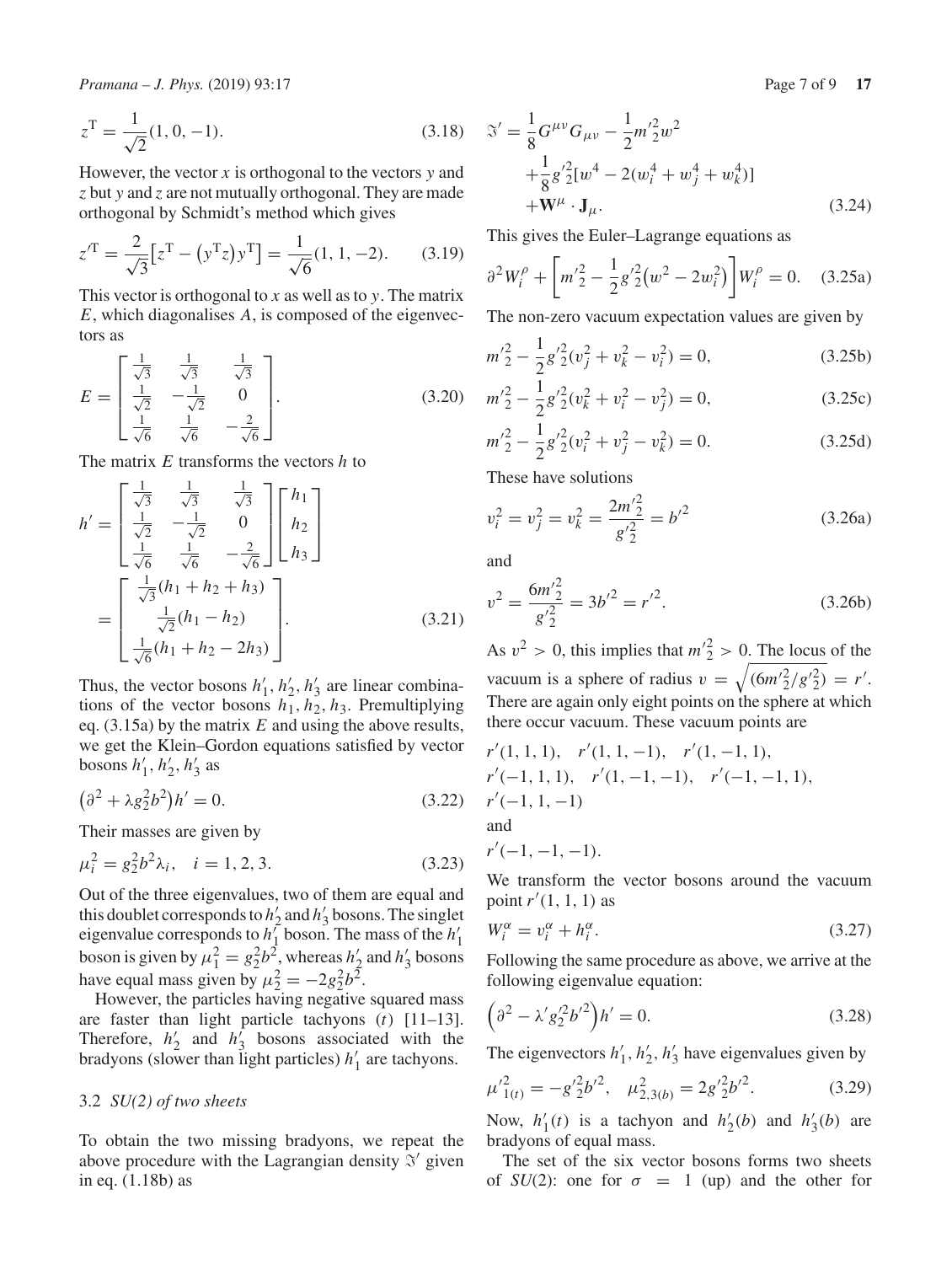$$z^{\mathrm{T}} = \frac{1}{\sqrt{2}}(1, 0, -1). \tag{3.18}$$

However, the vector $x$ is orthogonal to the vectors $y$ and $z$ but $y$ and $z$ are not mutually orthogonal. They are made orthogonal by Schmidt's method which gives

$$z'^{\mathrm{T}} = \frac{2}{\sqrt{3}}\left[z^{\mathrm{T}} - \left(y^{\mathrm{T}} z\right) y^{\mathrm{T}}\right] = \frac{1}{\sqrt{6}}(1, 1, -2). \tag{3.19}$$

This vector is orthogonal to $x$ as well as to $y$. The matrix $E$, which diagonalises $A$, is composed of the eigenvectors as

$$E = \begin{bmatrix} \frac{1}{\sqrt{3}} & \frac{1}{\sqrt{3}} & \frac{1}{\sqrt{3}} \\ \frac{1}{\sqrt{2}} & -\frac{1}{\sqrt{2}} & 0 \\ \frac{1}{\sqrt{6}} & \frac{1}{\sqrt{6}} & -\frac{2}{\sqrt{6}} \end{bmatrix}. \tag{3.20}$$

The matrix $E$ transforms the vectors $h$ to

$$h' = \begin{bmatrix} \frac{1}{\sqrt{3}} & \frac{1}{\sqrt{3}} & \frac{1}{\sqrt{3}} \\ \frac{1}{\sqrt{2}} & -\frac{1}{\sqrt{2}} & 0 \\ \frac{1}{\sqrt{6}} & \frac{1}{\sqrt{6}} & -\frac{2}{\sqrt{6}} \end{bmatrix} \begin{bmatrix} h_1 \\ h_2 \\ h_3 \end{bmatrix} = \begin{bmatrix} \frac{1}{\sqrt{3}}(h_1 + h_2 + h_3) \\ \frac{1}{\sqrt{2}}(h_1 - h_2) \\ \frac{1}{\sqrt{6}}(h_1 + h_2 - 2h_3) \end{bmatrix}. \tag{3.21}$$

Thus, the vector bosons $h'_1, h'_2, h'_3$ are linear combinations of the vector bosons $h_1, h_2, h_3$. Premultiplying eq. (3.15a) by the matrix $E$ and using the above results, we get the Klein–Gordon equations satisfied by vector bosons $h'_1, h'_2, h'_3$ as

$$\left(\partial^2 + \lambda g_2^2 b^2\right) h' = 0. \tag{3.22}$$

Their masses are given by

$$\mu_i^2 = g_2^2 b^2 \lambda_i, \quad i = 1, 2, 3. \tag{3.23}$$

Out of the three eigenvalues, two of them are equal and this doublet corresponds to $h'_2$ and $h'_3$ bosons. The singlet eigenvalue corresponds to $h'_1$ boson. The mass of the $h'_1$ boson is given by $\mu_1^2 = g_2^2 b^2$, whereas $h'_2$ and $h'_3$ bosons have equal mass given by $\mu_2^2 = -2g_2^2 b^2$.

However, the particles having negative squared mass are faster than light particle tachyons ($t$) [11–13]. Therefore, $h'_2$ and $h'_3$ bosons associated with the bradyons (slower than light particles) $h'_1$ are tachyons.

### 3.2 *SU(2) of two sheets*

To obtain the two missing bradyons, we repeat the above procedure with the Lagrangian density $\Im'$ given in eq. (1.18b) as

$$\begin{aligned} \Im' = {} & \frac{1}{8} G^{\mu\nu} G_{\mu\nu} - \frac{1}{2} m'^2_2 w^2 \\ & + \frac{1}{8} g'^2_2 [w^4 - 2(w_i^4 + w_j^4 + w_k^4)] \\ & + \mathbf{W}^{\mu} \cdot \mathbf{J}_{\mu}. \end{aligned} \tag{3.24}$$

This gives the Euler–Lagrange equations as

$$\partial^2 W_i^{\rho} + \left[m'^2_2 - \frac{1}{2} g'^2_2 \left(w^2 - 2w_i^2\right)\right] W_i^{\rho} = 0. \tag{3.25a}$$

The non-zero vacuum expectation values are given by

$$m'^2_2 - \frac{1}{2} g'^2_2 (v_j^2 + v_k^2 - v_i^2) = 0, \tag{3.25b}$$

$$m'^2_2 - \frac{1}{2} g'^2_2 (v_k^2 + v_i^2 - v_j^2) = 0, \tag{3.25c}$$

$$m'^2_2 - \frac{1}{2} g'^2_2 (v_i^2 + v_j^2 - v_k^2) = 0. \tag{3.25d}$$

These have solutions

$$v_i^2 = v_j^2 = v_k^2 = \frac{2m'^2_2}{g'^2_2} = b'^2 \tag{3.26a}$$

and

$$v^2 = \frac{6m'^2_2}{g'^2_2} = 3b'^2 = r'^2. \tag{3.26b}$$

As $v^2 > 0$, this implies that $m'^2_2 > 0$. The locus of the vacuum is a sphere of radius $v = \sqrt{(6m'^2_2/g'^2_2)} = r'$. There are again only eight points on the sphere at which there occur vacuum. These vacuum points are

$r'(1, 1, 1)$, $r'(1, 1, -1)$, $r'(1, -1, 1)$,
$r'(-1, 1, 1)$, $r'(1, -1, -1)$, $r'(-1, -1, 1)$,
$r'(-1, 1, -1)$
and
$r'(-1, -1, -1)$.

We transform the vector bosons around the vacuum point $r'(1, 1, 1)$ as

$$W_i^{\alpha} = v_i^{\alpha} + h_i^{\alpha}. \tag{3.27}$$

Following the same procedure as above, we arrive at the following eigenvalue equation:

$$\left(\partial^2 - \lambda' g'^2_2 b'^2\right) h' = 0. \tag{3.28}$$

The eigenvectors $h'_1, h'_2, h'_3$ have eigenvalues given by

$$\mu'^2_{1(t)} = -g'^2_2 b'^2, \quad \mu^2_{2,3(b)} = 2g'^2_2 b'^2. \tag{3.29}$$

Now, $h'_1(t)$ is a tachyon and $h'_2(b)$ and $h'_3(b)$ are bradyons of equal mass.

The set of the six vector bosons forms two sheets of $SU(2)$: one for $\sigma = 1$ (up) and the other for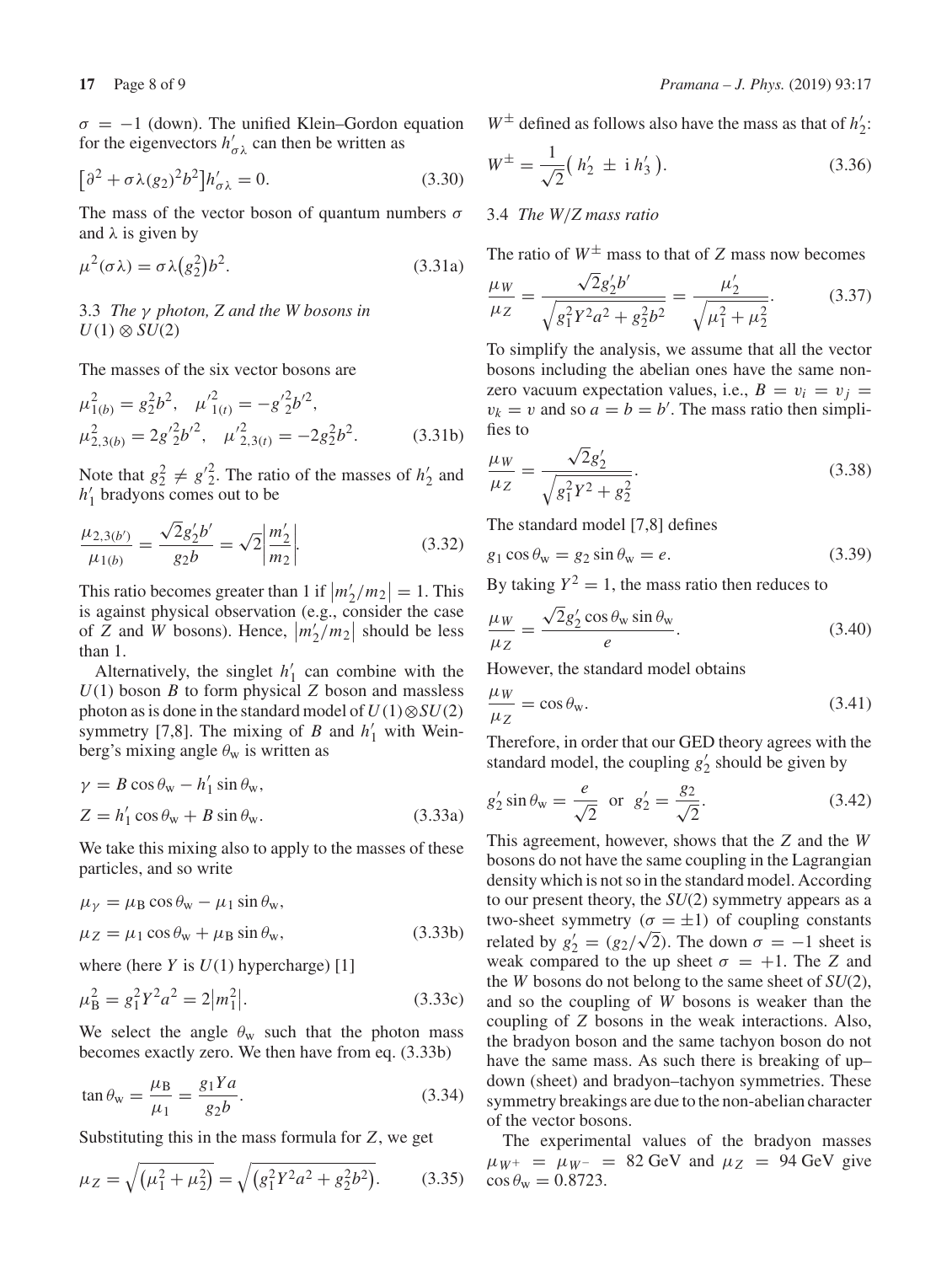$\sigma = -1$ (down). The unified Klein–Gordon equation for the eigenvectors $h'_{\sigma\lambda}$ can then be written as

$$\left[\partial^2 + \sigma\lambda(g_2)^2 b^2\right] h'_{\sigma\lambda} = 0. \tag{3.30}$$

The mass of the vector boson of quantum numbers $\sigma$ and $\lambda$ is given by

$$\mu^2(\sigma\lambda) = \sigma\lambda\left(g_2^2\right)b^2. \tag{3.31a}$$

### 3.3 *The $\gamma$ photon, Z and the W bosons in $U(1) \otimes SU(2)$*

The masses of the six vector bosons are

$$\mu^2_{1(b)} = g_2^2 b^2, \quad \mu'^2_{1(t)} = -g'^2_2 b'^2,$$
$$\mu^2_{2,3(b)} = 2g'^2_2 b'^2, \quad \mu'^2_{2,3(t)} = -2g_2^2 b^2. \tag{3.31b}$$

Note that $g_2^2 \neq g'^2_2$. The ratio of the masses of $h'_2$ and $h'_1$ bradyons comes out to be

$$\frac{\mu_{2,3(b')}}{\mu_{1(b)}} = \frac{\sqrt{2}g'_2 b'}{g_2 b} = \sqrt{2}\left|\frac{m'_2}{m_2}\right|. \tag{3.32}$$

This ratio becomes greater than 1 if $|m'_2/m_2| = 1$. This is against physical observation (e.g., consider the case of $Z$ and $W$ bosons). Hence, $|m'_2/m_2|$ should be less than 1.

Alternatively, the singlet $h'_1$ can combine with the $U(1)$ boson $B$ to form physical $Z$ boson and massless photon as is done in the standard model of $U(1)\otimes SU(2)$ symmetry [7,8]. The mixing of $B$ and $h'_1$ with Weinberg's mixing angle $\theta_w$ is written as

$$\gamma = B\cos\theta_w - h'_1 \sin\theta_w,$$
$$Z = h'_1\cos\theta_w + B\sin\theta_w. \tag{3.33a}$$

We take this mixing also to apply to the masses of these particles, and so write

$$\mu_\gamma = \mu_B\cos\theta_w - \mu_1\sin\theta_w,$$
$$\mu_Z = \mu_1\cos\theta_w + \mu_B\sin\theta_w, \tag{3.33b}$$

where (here $Y$ is $U(1)$ hypercharge) [1]

$$\mu_B^2 = g_1^2 Y^2 a^2 = 2\left|m_1^2\right|. \tag{3.33c}$$

We select the angle $\theta_w$ such that the photon mass becomes exactly zero. We then have from eq. (3.33b)

$$\tan\theta_w = \frac{\mu_B}{\mu_1} = \frac{g_1 Y a}{g_2 b}. \tag{3.34}$$

Substituting this in the mass formula for $Z$, we get

$$\mu_Z = \sqrt{\left(\mu_1^2 + \mu_2^2\right)} = \sqrt{\left(g_1^2 Y^2 a^2 + g_2^2 b^2\right)}. \tag{3.35}$$

$W^\pm$ defined as follows also have the mass as that of $h'_2$:

$$W^\pm = \frac{1}{\sqrt{2}}\left(h'_2 \pm \mathrm{i}\, h'_3\right). \tag{3.36}$$

### 3.4 *The W/Z mass ratio*

The ratio of $W^\pm$ mass to that of $Z$ mass now becomes

$$\frac{\mu_W}{\mu_Z} = \frac{\sqrt{2}g'_2 b'}{\sqrt{g_1^2 Y^2 a^2 + g_2^2 b^2}} = \frac{\mu'_2}{\sqrt{\mu_1^2 + \mu_2^2}}. \tag{3.37}$$

To simplify the analysis, we assume that all the vector bosons including the abelian ones have the same non-zero vacuum expectation values, i.e., $B = v_i = v_j = v_k = v$ and so $a = b = b'$. The mass ratio then simplifies to

$$\frac{\mu_W}{\mu_Z} = \frac{\sqrt{2}g'_2}{\sqrt{g_1^2 Y^2 + g_2^2}}. \tag{3.38}$$

The standard model [7,8] defines

$$g_1\cos\theta_w = g_2\sin\theta_w = e. \tag{3.39}$$

By taking $Y^2 = 1$, the mass ratio then reduces to

$$\frac{\mu_W}{\mu_Z} = \frac{\sqrt{2}g'_2\cos\theta_w\sin\theta_w}{e}. \tag{3.40}$$

However, the standard model obtains

$$\frac{\mu_W}{\mu_Z} = \cos\theta_w. \tag{3.41}$$

Therefore, in order that our GED theory agrees with the standard model, the coupling $g'_2$ should be given by

$$g'_2\sin\theta_w = \frac{e}{\sqrt{2}} \quad \text{or} \quad g'_2 = \frac{g_2}{\sqrt{2}}. \tag{3.42}$$

This agreement, however, shows that the $Z$ and the $W$ bosons do not have the same coupling in the Lagrangian density which is not so in the standard model. According to our present theory, the $SU(2)$ symmetry appears as a two-sheet symmetry ($\sigma = \pm 1$) of coupling constants related by $g'_2 = (g_2/\sqrt{2})$. The down $\sigma = -1$ sheet is weak compared to the up sheet $\sigma = +1$. The $Z$ and the $W$ bosons do not belong to the same sheet of $SU(2)$, and so the coupling of $W$ bosons is weaker than the coupling of $Z$ bosons in the weak interactions. Also, the bradyon boson and the same tachyon boson do not have the same mass. As such there is breaking of up–down (sheet) and bradyon–tachyon symmetries. These symmetry breakings are due to the non-abelian character of the vector bosons.

The experimental values of the bradyon masses $\mu_{W^+} = \mu_{W^-} = 82$ GeV and $\mu_Z = 94$ GeV give $\cos\theta_w = 0.8723$.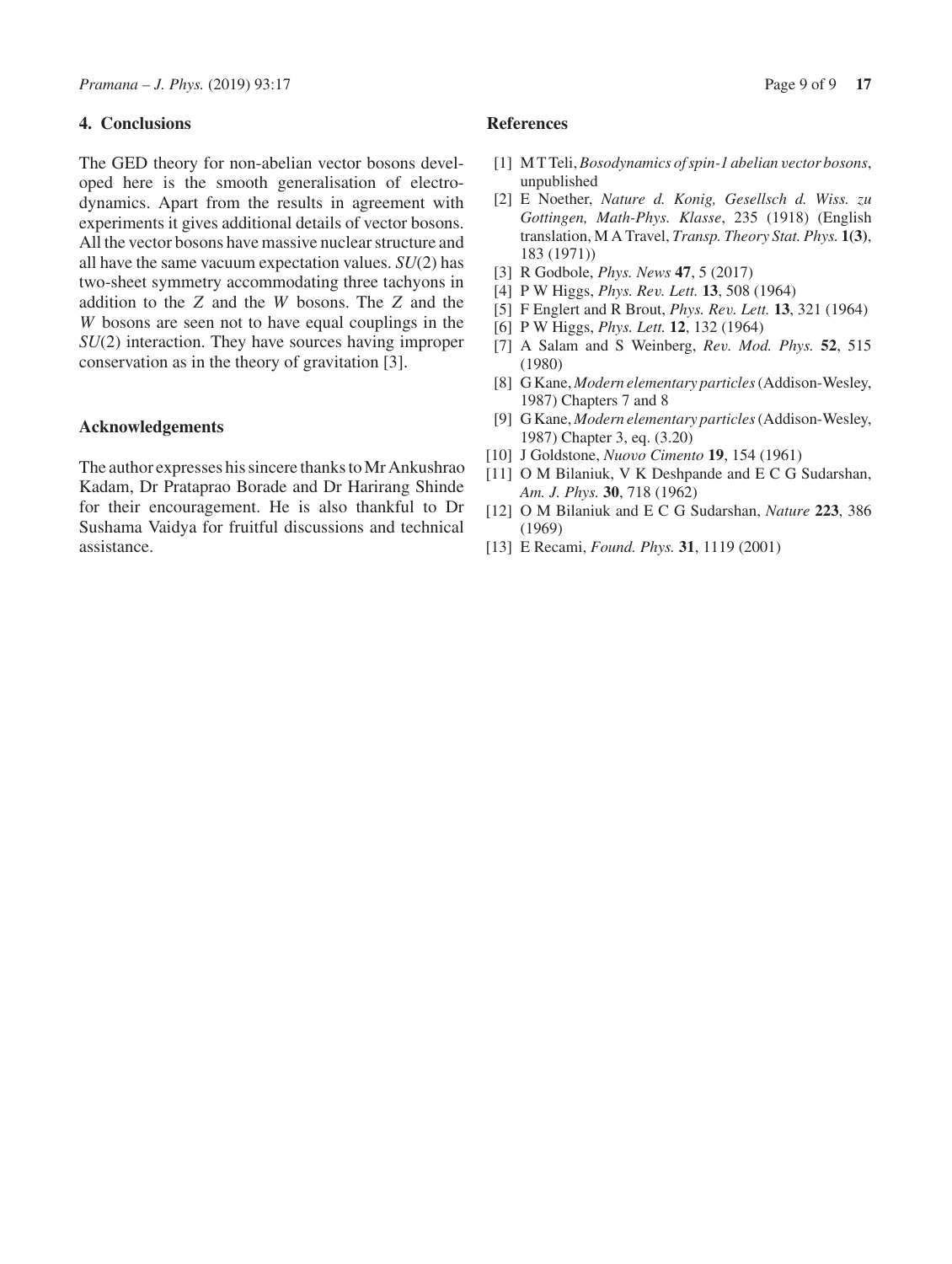## 4. Conclusions

The GED theory for non-abelian vector bosons developed here is the smooth generalisation of electrodynamics. Apart from the results in agreement with experiments it gives additional details of vector bosons. All the vector bosons have massive nuclear structure and all have the same vacuum expectation values. $SU(2)$ has two-sheet symmetry accommodating three tachyons in addition to the $Z$ and the $W$ bosons. The $Z$ and the $W$ bosons are seen not to have equal couplings in the $SU(2)$ interaction. They have sources having improper conservation as in the theory of gravitation [3].

## Acknowledgements

The author expresses his sincere thanks to Mr Ankushrao Kadam, Dr Prataprao Borade and Dr Harirang Shinde for their encouragement. He is also thankful to Dr Sushama Vaidya for fruitful discussions and technical assistance.

## References

[1] M T Teli, *Bosodynamics of spin-1 abelian vector bosons*, unpublished

[2] E Noether, *Nature d. Konig, Gesellsch d. Wiss. zu Gottingen, Math-Phys. Klasse*, 235 (1918) (English translation, M A Travel, *Transp. Theory Stat. Phys.* **1(3)**, 183 (1971))

[3] R Godbole, *Phys. News* **47**, 5 (2017)

[4] P W Higgs, *Phys. Rev. Lett.* **13**, 508 (1964)

[5] F Englert and R Brout, *Phys. Rev. Lett.* **13**, 321 (1964)

[6] P W Higgs, *Phys. Lett.* **12**, 132 (1964)

[7] A Salam and S Weinberg, *Rev. Mod. Phys.* **52**, 515 (1980)

[8] G Kane, *Modern elementary particles* (Addison-Wesley, 1987) Chapters 7 and 8

[9] G Kane, *Modern elementary particles* (Addison-Wesley, 1987) Chapter 3, eq. (3.20)

[10] J Goldstone, *Nuovo Cimento* **19**, 154 (1961)

[11] O M Bilaniuk, V K Deshpande and E C G Sudarshan, *Am. J. Phys.* **30**, 718 (1962)

[12] O M Bilaniuk and E C G Sudarshan, *Nature* **223**, 386 (1969)

[13] E Recami, *Found. Phys.* **31**, 1119 (2001)